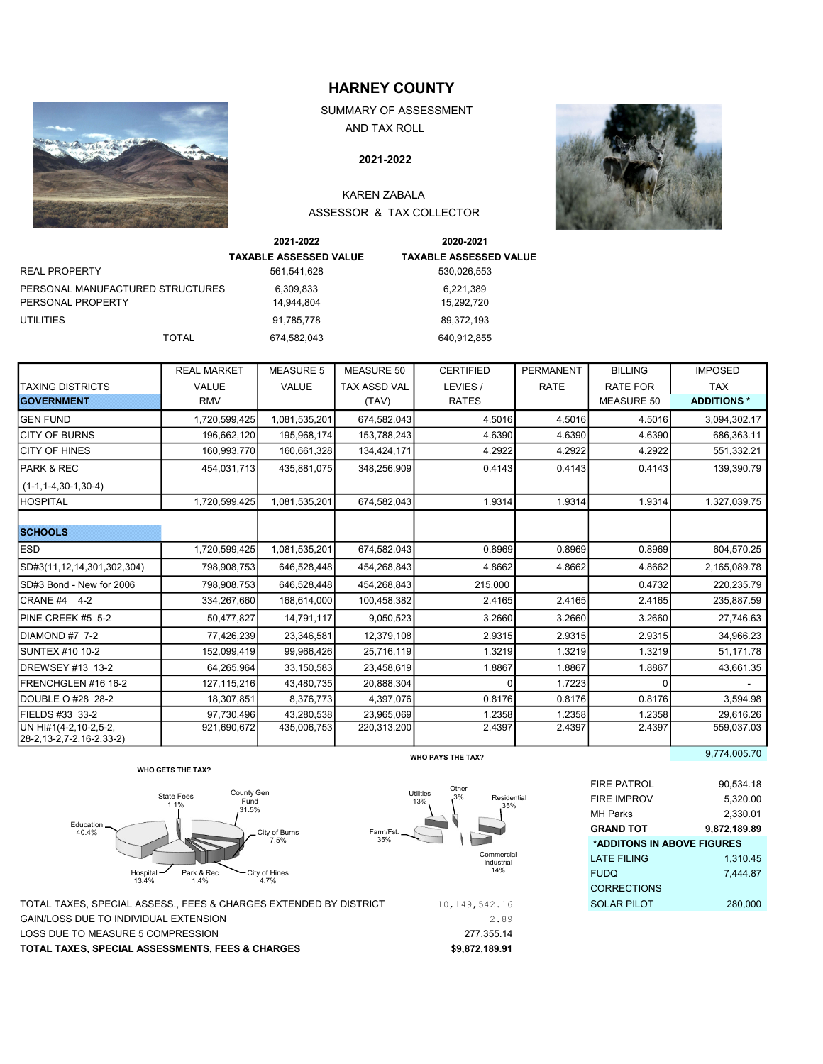# HARNEY COUNTY

SUMMARY OF ASSESSMENT
AND TAX ROLL

**2021-2022**

KAREN ZABALA
ASSESSOR & TAX COLLECTOR

| | 2021-2022 TAXABLE ASSESSED VALUE | 2020-2021 TAXABLE ASSESSED VALUE |
|---|---|---|
| REAL PROPERTY | 561,541,628 | 530,026,553 |
| PERSONAL MANUFACTURED STRUCTURES | 6,309,833 | 6,221,389 |
| PERSONAL PROPERTY | 14,944,804 | 15,292,720 |
| UTILITIES | 91,785,778 | 89,372,193 |
| TOTAL | 674,582,043 | 640,912,855 |

| TAXING DISTRICTS | REAL MARKET VALUE RMV | MEASURE 5 VALUE | MEASURE 50 TAX ASSD VAL (TAV) | CERTIFIED LEVIES / RATES | PERMANENT RATE | BILLING RATE FOR MEASURE 50 | IMPOSED TAX ADDITIONS * |
|---|---|---|---|---|---|---|---|
| **GOVERNMENT** | | | | | | | |
| GEN FUND | 1,720,599,425 | 1,081,535,201 | 674,582,043 | 4.5016 | 4.5016 | 4.5016 | 3,094,302.17 |
| CITY OF BURNS | 196,662,120 | 195,968,174 | 153,788,243 | 4.6390 | 4.6390 | 4.6390 | 686,363.11 |
| CITY OF HINES | 160,993,770 | 160,661,328 | 134,424,171 | 4.2922 | 4.2922 | 4.2922 | 551,332.21 |
| PARK & REC (1-1,1-4,30-1,30-4) | 454,031,713 | 435,881,075 | 348,256,909 | 0.4143 | 0.4143 | 0.4143 | 139,390.79 |
| HOSPITAL | 1,720,599,425 | 1,081,535,201 | 674,582,043 | 1.9314 | 1.9314 | 1.9314 | 1,327,039.75 |
| **SCHOOLS** | | | | | | | |
| ESD | 1,720,599,425 | 1,081,535,201 | 674,582,043 | 0.8969 | 0.8969 | 0.8969 | 604,570.25 |
| SD#3(11,12,14,301,302,304) | 798,908,753 | 646,528,448 | 454,268,843 | 4.8662 | 4.8662 | 4.8662 | 2,165,089.78 |
| SD#3 Bond - New for 2006 | 798,908,753 | 646,528,448 | 454,268,843 | 215,000 | | 0.4732 | 220,235.79 |
| CRANE #4 4-2 | 334,267,660 | 168,614,000 | 100,458,382 | 2.4165 | 2.4165 | 2.4165 | 235,887.59 |
| PINE CREEK #5 5-2 | 50,477,827 | 14,791,117 | 9,050,523 | 3.2660 | 3.2660 | 3.2660 | 27,746.63 |
| DIAMOND #7 7-2 | 77,426,239 | 23,346,581 | 12,379,108 | 2.9315 | 2.9315 | 2.9315 | 34,966.23 |
| SUNTEX #10 10-2 | 152,099,419 | 99,966,426 | 25,716,119 | 1.3219 | 1.3219 | 1.3219 | 51,171.78 |
| DREWSEY #13 13-2 | 64,265,964 | 33,150,583 | 23,458,619 | 1.8867 | 1.8867 | 1.8867 | 43,661.35 |
| FRENCHGLEN #16 16-2 | 127,115,216 | 43,480,735 | 20,888,304 | 0 | 1.7223 | 0 | - |
| DOUBLE O #28 28-2 | 18,307,851 | 8,376,773 | 4,397,076 | 0.8176 | 0.8176 | 0.8176 | 3,594.98 |
| FIELDS #33 33-2 | 97,730,496 | 43,280,538 | 23,965,069 | 1.2358 | 1.2358 | 1.2358 | 29,616.26 |
| UN HI#1(4-2,10-2,5-2, 28-2,13-2,7-2,16-2,33-2) | 921,690,672 | 435,006,753 | 220,313,200 | 2.4397 | 2.4397 | 2.4397 | 559,037.03 |
| | | | | | | | 9,774,005.70 |

| | |
|---|---|
| FIRE PATROL | 90,534.18 |
| FIRE IMPROV | 5,320.00 |
| MH Parks | 2,330.01 |
| **GRAND TOT** | **9,872,189.89** |
| ***ADDITONS IN ABOVE FIGURES** | |
| LATE FILING | 1,310.45 |
| FUDQ | 7,444.87 |
| CORRECTIONS | |
| SOLAR PILOT | 280,000 |

**WHO GETS THE TAX?**

County Gen Fund 31.5%; City of Burns 7.5%; City of Hines 4.7%; Park & Rec 1.4%; Hospital 13.4%; Education 40.4%; State Fees 1.1%

**WHO PAYS THE TAX?**

Residential 35%; Commercial Industrial 14%; Farm/Fst. 35%; Utilities 13%; Other 3%

| | |
|---|---|
| TOTAL TAXES, SPECIAL ASSESS., FEES & CHARGES EXTENDED BY DISTRICT | 10,149,542.16 |
| GAIN/LOSS DUE TO INDIVIDUAL EXTENSION | 2.89 |
| LOSS DUE TO MEASURE 5 COMPRESSION | 277,355.14 |
| **TOTAL TAXES, SPECIAL ASSESSMENTS, FEES & CHARGES** | **$9,872,189.91** |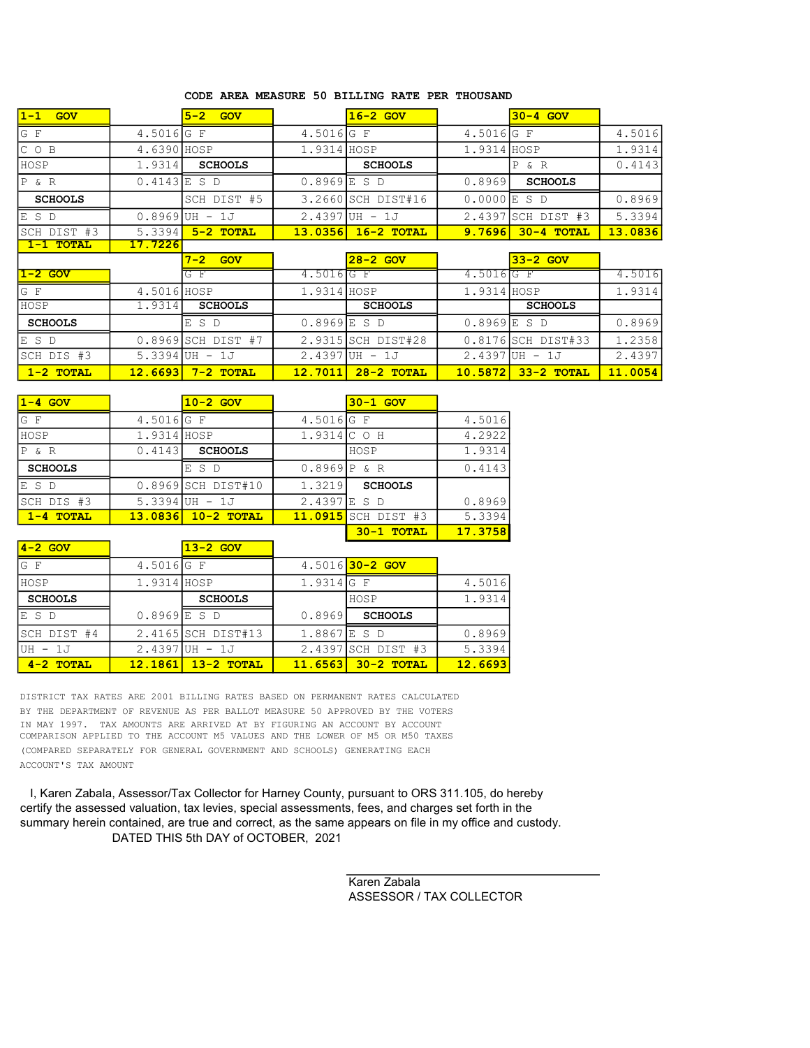## CODE AREA MEASURE 50 BILLING RATE PER THOUSAND

| 1-1 GOV | |
|---|---|
| G F | 4.5016 |
| C O B | 4.6390 |
| HOSP | 1.9314 |
| P & R | 0.4143 |
| **SCHOOLS** | |
| E S D | 0.8969 |
| SCH DIST #3 | 5.3394 |
| **1-1 TOTAL** | **17.7226** |

| 5-2 GOV | |
|---|---|
| G F | 4.5016 |
| HOSP | 1.9314 |
| **SCHOOLS** | |
| E S D | 0.8969 |
| SCH DIST #5 | 3.2660 |
| UH - 1J | 2.4397 |
| **5-2 TOTAL** | **13.0356** |

| 16-2 GOV | |
|---|---|
| G F | 4.5016 |
| HOSP | 1.9314 |
| **SCHOOLS** | |
| E S D | 0.8969 |
| SCH DIST#16 | 0.0000 |
| UH - 1J | 2.4397 |
| **16-2 TOTAL** | **9.7696** |

| 30-4 GOV | |
|---|---|
| G F | 4.5016 |
| HOSP | 1.9314 |
| P & R | 0.4143 |
| **SCHOOLS** | |
| E S D | 0.8969 |
| SCH DIST #3 | 5.3394 |
| **30-4 TOTAL** | **13.0836** |

| 1-2 GOV | |
|---|---|
| G F | 4.5016 |
| HOSP | 1.9314 |
| **SCHOOLS** | |
| E S D | 0.8969 |
| SCH DIS #3 | 5.3394 |
| **1-2 TOTAL** | **12.6693** |

| 7-2 GOV | |
|---|---|
| G F | 4.5016 |
| HOSP | 1.9314 |
| **SCHOOLS** | |
| E S D | 0.8969 |
| SCH DIST #7 | 2.9315 |
| UH - 1J | 2.4397 |
| **7-2 TOTAL** | **12.7011** |

| 28-2 GOV | |
|---|---|
| G F | 4.5016 |
| HOSP | 1.9314 |
| **SCHOOLS** | |
| E S D | 0.8969 |
| SCH DIST#28 | 0.8176 |
| UH - 1J | 2.4397 |
| **28-2 TOTAL** | **10.5872** |

| 33-2 GOV | |
|---|---|
| G F | 4.5016 |
| HOSP | 1.9314 |
| **SCHOOLS** | |
| E S D | 0.8969 |
| SCH DIST#33 | 1.2358 |
| UH - 1J | 2.4397 |
| **33-2 TOTAL** | **11.0054** |

| 1-4 GOV | |
|---|---|
| G F | 4.5016 |
| HOSP | 1.9314 |
| P & R | 0.4143 |
| **SCHOOLS** | |
| E S D | 0.8969 |
| SCH DIS #3 | 5.3394 |
| **1-4 TOTAL** | **13.0836** |

| 10-2 GOV | |
|---|---|
| G F | 4.5016 |
| HOSP | 1.9314 |
| **SCHOOLS** | |
| E S D | 0.8969 |
| SCH DIST#10 | 1.3219 |
| UH - 1J | 2.4397 |
| **10-2 TOTAL** | **11.0915** |

| 30-1 GOV | |
|---|---|
| G F | 4.5016 |
| C O H | 4.2922 |
| HOSP | 1.9314 |
| P & R | 0.4143 |
| **SCHOOLS** | |
| E S D | 0.8969 |
| SCH DIST #3 | 5.3394 |
| **30-1 TOTAL** | **17.3758** |

| 4-2 GOV | |
|---|---|
| G F | 4.5016 |
| HOSP | 1.9314 |
| **SCHOOLS** | |
| E S D | 0.8969 |
| SCH DIST #4 | 2.4165 |
| UH - 1J | 2.4397 |
| **4-2 TOTAL** | **12.1861** |

| 13-2 GOV | |
|---|---|
| G F | 4.5016 |
| HOSP | 1.9314 |
| **SCHOOLS** | |
| E S D | 0.8969 |
| SCH DIST#13 | 1.8867 |
| UH - 1J | 2.4397 |
| **13-2 TOTAL** | **11.6563** |

| 30-2 GOV | |
|---|---|
| G F | 4.5016 |
| HOSP | 1.9314 |
| **SCHOOLS** | |
| E S D | 0.8969 |
| SCH DIST #3 | 5.3394 |
| **30-2 TOTAL** | **12.6693** |

DISTRICT TAX RATES ARE 2001 BILLING RATES BASED ON PERMANENT RATES CALCULATED BY THE DEPARTMENT OF REVENUE AS PER BALLOT MEASURE 50 APPROVED BY THE VOTERS IN MAY 1997. TAX AMOUNTS ARE ARRIVED AT BY FIGURING AN ACCOUNT BY ACCOUNT COMPARISON APPLIED TO THE ACCOUNT M5 VALUES AND THE LOWER OF M5 OR M50 TAXES (COMPARED SEPARATELY FOR GENERAL GOVERNMENT AND SCHOOLS) GENERATING EACH ACCOUNT'S TAX AMOUNT

I, Karen Zabala, Assessor/Tax Collector for Harney County, pursuant to ORS 311.105, do hereby certify the assessed valuation, tax levies, special assessments, fees, and charges set forth in the summary herein contained, are true and correct, as the same appears on file in my office and custody.

DATED THIS 5th DAY of OCTOBER, 2021

Karen Zabala
ASSESSOR / TAX COLLECTOR